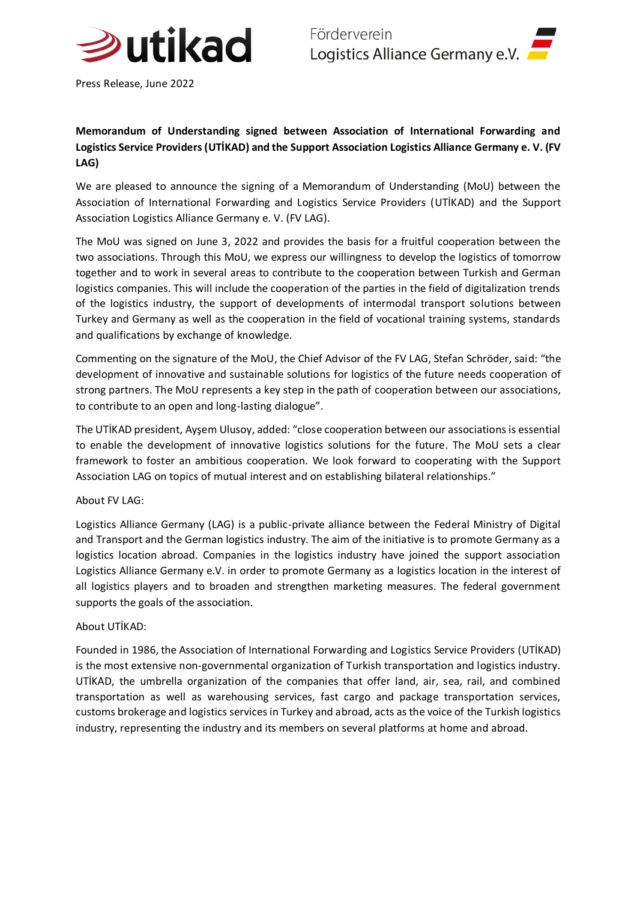utikad

Förderverein
Logistics Alliance Germany e.V.

Press Release, June 2022

**Memorandum of Understanding signed between Association of International Forwarding and Logistics Service Providers (UTİKAD) and the Support Association Logistics Alliance Germany e. V. (FV LAG)**

We are pleased to announce the signing of a Memorandum of Understanding (MoU) between the Association of International Forwarding and Logistics Service Providers (UTİKAD) and the Support Association Logistics Alliance Germany e. V. (FV LAG).

The MoU was signed on June 3, 2022 and provides the basis for a fruitful cooperation between the two associations. Through this MoU, we express our willingness to develop the logistics of tomorrow together and to work in several areas to contribute to the cooperation between Turkish and German logistics companies. This will include the cooperation of the parties in the field of digitalization trends of the logistics industry, the support of developments of intermodal transport solutions between Turkey and Germany as well as the cooperation in the field of vocational training systems, standards and qualifications by exchange of knowledge.

Commenting on the signature of the MoU, the Chief Advisor of the FV LAG, Stefan Schröder, said: "the development of innovative and sustainable solutions for logistics of the future needs cooperation of strong partners. The MoU represents a key step in the path of cooperation between our associations, to contribute to an open and long-lasting dialogue".

The UTİKAD president, Ayşem Ulusoy, added: "close cooperation between our associations is essential to enable the development of innovative logistics solutions for the future. The MoU sets a clear framework to foster an ambitious cooperation. We look forward to cooperating with the Support Association LAG on topics of mutual interest and on establishing bilateral relationships."

About FV LAG:

Logistics Alliance Germany (LAG) is a public-private alliance between the Federal Ministry of Digital and Transport and the German logistics industry. The aim of the initiative is to promote Germany as a logistics location abroad. Companies in the logistics industry have joined the support association Logistics Alliance Germany e.V. in order to promote Germany as a logistics location in the interest of all logistics players and to broaden and strengthen marketing measures. The federal government supports the goals of the association.

About UTİKAD:

Founded in 1986, the Association of International Forwarding and Logistics Service Providers (UTİKAD) is the most extensive non-governmental organization of Turkish transportation and logistics industry. UTİKAD, the umbrella organization of the companies that offer land, air, sea, rail, and combined transportation as well as warehousing services, fast cargo and package transportation services, customs brokerage and logistics services in Turkey and abroad, acts as the voice of the Turkish logistics industry, representing the industry and its members on several platforms at home and abroad.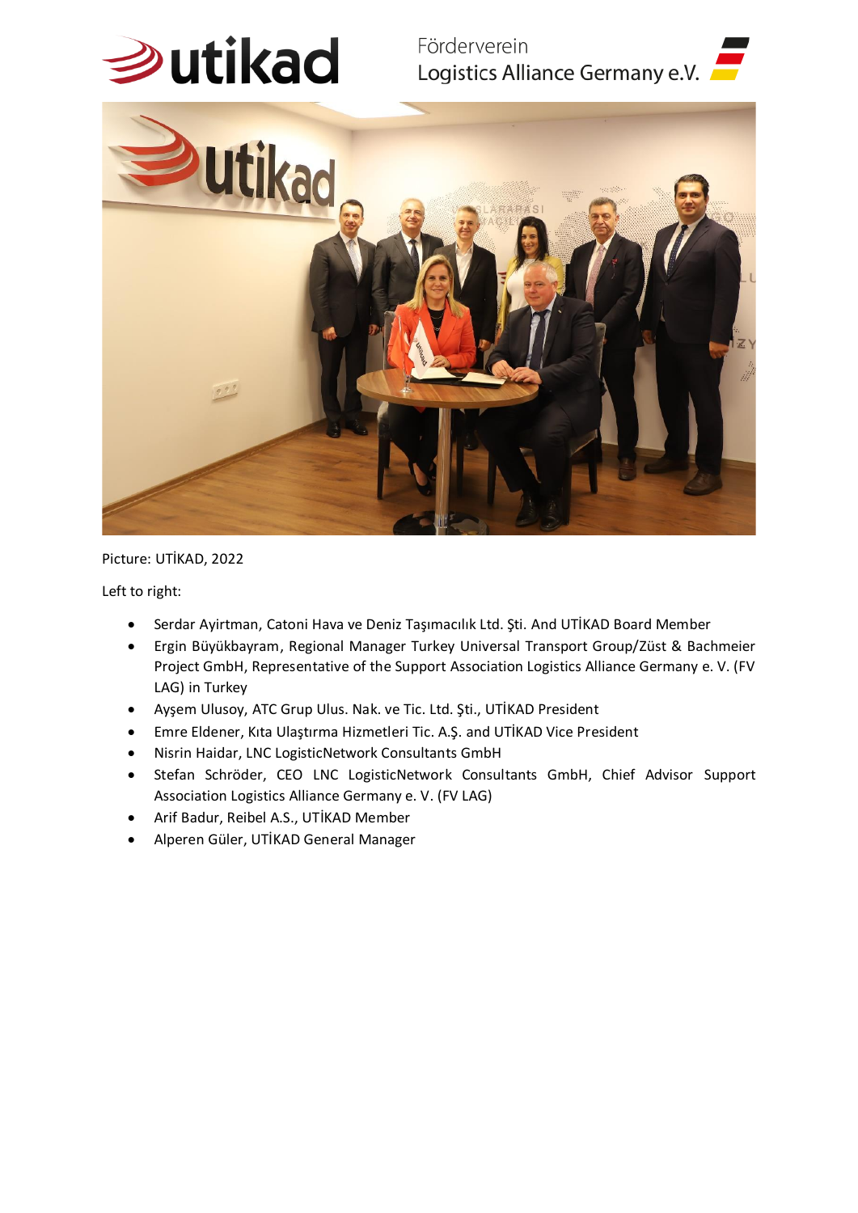Picture: UTİKAD, 2022

Left to right:

- Serdar Ayirtman, Catoni Hava ve Deniz Taşımacılık Ltd. Şti. And UTİKAD Board Member
- Ergin Büyükbayram, Regional Manager Turkey Universal Transport Group/Züst & Bachmeier Project GmbH, Representative of the Support Association Logistics Alliance Germany e. V. (FV LAG) in Turkey
- Ayşem Ulusoy, ATC Grup Ulus. Nak. ve Tic. Ltd. Şti., UTİKAD President
- Emre Eldener, Kıta Ulaştırma Hizmetleri Tic. A.Ş. and UTİKAD Vice President
- Nisrin Haidar, LNC LogisticNetwork Consultants GmbH
- Stefan Schröder, CEO LNC LogisticNetwork Consultants GmbH, Chief Advisor Support Association Logistics Alliance Germany e. V. (FV LAG)
- Arif Badur, Reibel A.S., UTİKAD Member
- Alperen Güler, UTİKAD General Manager